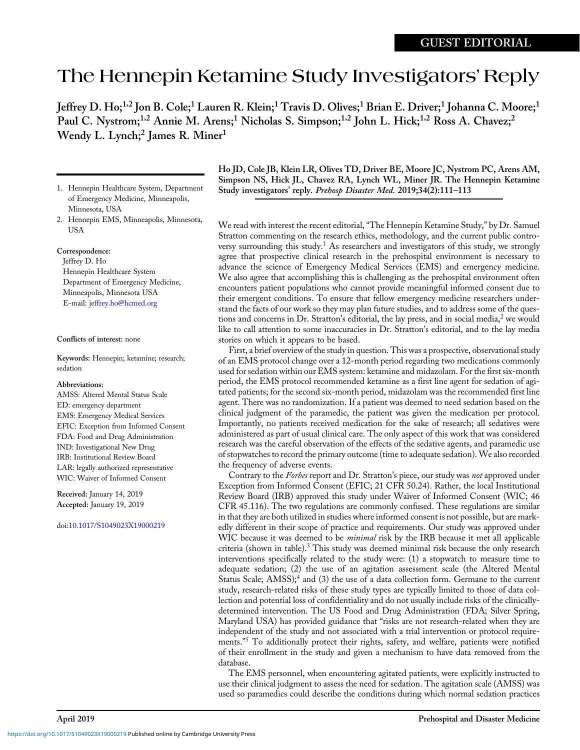GUEST EDITORIAL

# The Hennepin Ketamine Study Investigators' Reply

Jeffrey D. Ho;[1,2] Jon B. Cole;[1] Lauren R. Klein;[1] Travis D. Olives;[1] Brian E. Driver;[1] Johanna C. Moore;[1] Paul C. Nystrom;[1,2] Annie M. Arens;[1] Nicholas S. Simpson;[1,2] John L. Hick;[1,2] Ross A. Chavez;[2] Wendy L. Lynch;[2] James R. Miner[1]

1. Hennepin Healthcare System, Department of Emergency Medicine, Minneapolis, Minnesota, USA
2. Hennepin EMS, Minneapolis, Minnesota, USA

**Correspondence:**
Jeffrey D. Ho
Hennepin Healthcare System
Department of Emergency Medicine,
Minneapolis, Minnesota USA
E-mail: jeffrey.ho@hcmed.org

**Conflicts of interest:** none

**Keywords:** Hennepin; ketamine; research; sedation

**Abbreviations:**
AMSS: Altered Mental Status Scale
ED: emergency department
EMS: Emergency Medical Services
EFIC: Exception from Informed Consent
FDA: Food and Drug Administration
IND: Investigational New Drug
IRB: Institutional Review Board
LAR: legally authorized representative
WIC: Waiver of Informed Consent

**Received:** January 14, 2019
**Accepted:** January 19, 2019

doi:10.1017/S1049023X19000219

**Ho JD, Cole JB, Klein LR, Olives TD, Driver BE, Moore JC, Nystrom PC, Arens AM, Simpson NS, Hick JL, Chavez RA, Lynch WL, Miner JR. The Hennepin Ketamine Study investigators' reply. *Prehosp Disaster Med.* 2019;34(2):111–113**

We read with interest the recent editorial, "The Hennepin Ketamine Study," by Dr. Samuel Stratton commenting on the research ethics, methodology, and the current public controversy surrounding this study.[1] As researchers and investigators of this study, we strongly agree that prospective clinical research in the prehospital environment is necessary to advance the science of Emergency Medical Services (EMS) and emergency medicine. We also agree that accomplishing this is challenging as the prehospital environment often encounters patient populations who cannot provide meaningful informed consent due to their emergent conditions. To ensure that fellow emergency medicine researchers understand the facts of our work so they may plan future studies, and to address some of the questions and concerns in Dr. Stratton's editorial, the lay press, and in social media,[2] we would like to call attention to some inaccuracies in Dr. Stratton's editorial, and to the lay media stories on which it appears to be based.

First, a brief overview of the study in question. This was a prospective, observational study of an EMS protocol change over a 12-month period regarding two medications commonly used for sedation within our EMS system: ketamine and midazolam. For the first six-month period, the EMS protocol recommended ketamine as a first line agent for sedation of agitated patients; for the second six-month period, midazolam was the recommended first line agent. There was no randomization. If a patient was deemed to need sedation based on the clinical judgment of the paramedic, the patient was given the medication per protocol. Importantly, no patients received medication for the sake of research; all sedatives were administered as part of usual clinical care. The only aspect of this work that was considered research was the careful observation of the effects of the sedative agents, and paramedic use of stopwatches to record the primary outcome (time to adequate sedation). We also recorded the frequency of adverse events.

Contrary to the *Forbes* report and Dr. Stratton's piece, our study was *not* approved under Exception from Informed Consent (EFIC; 21 CFR 50.24). Rather, the local Institutional Review Board (IRB) approved this study under Waiver of Informed Consent (WIC; 46 CFR 45.116). The two regulations are commonly confused. These regulations are similar in that they are both utilized in studies where informed consent is not possible, but are markedly different in their scope of practice and requirements. Our study was approved under WIC because it was deemed to be *minimal* risk by the IRB because it met all applicable criteria (shown in table).[3] This study was deemed minimal risk because the only research interventions specifically related to the study were: (1) a stopwatch to measure time to adequate sedation; (2) the use of an agitation assessment scale (the Altered Mental Status Scale; AMSS);[4] and (3) the use of a data collection form. Germane to the current study, research-related risks of these study types are typically limited to those of data collection and potential loss of confidentiality and do not usually include risks of the clinically-determined intervention. The US Food and Drug Administration (FDA; Silver Spring, Maryland USA) has provided guidance that "risks are not research-related when they are independent of the study and not associated with a trial intervention or protocol requirements."[5] To additionally protect their rights, safety, and welfare, patients were notified of their enrollment in the study and given a mechanism to have data removed from the database.

The EMS personnel, when encountering agitated patients, were explicitly instructed to use their clinical judgment to assess the need for sedation. The agitation scale (AMSS) was used so paramedics could describe the conditions during which normal sedation practices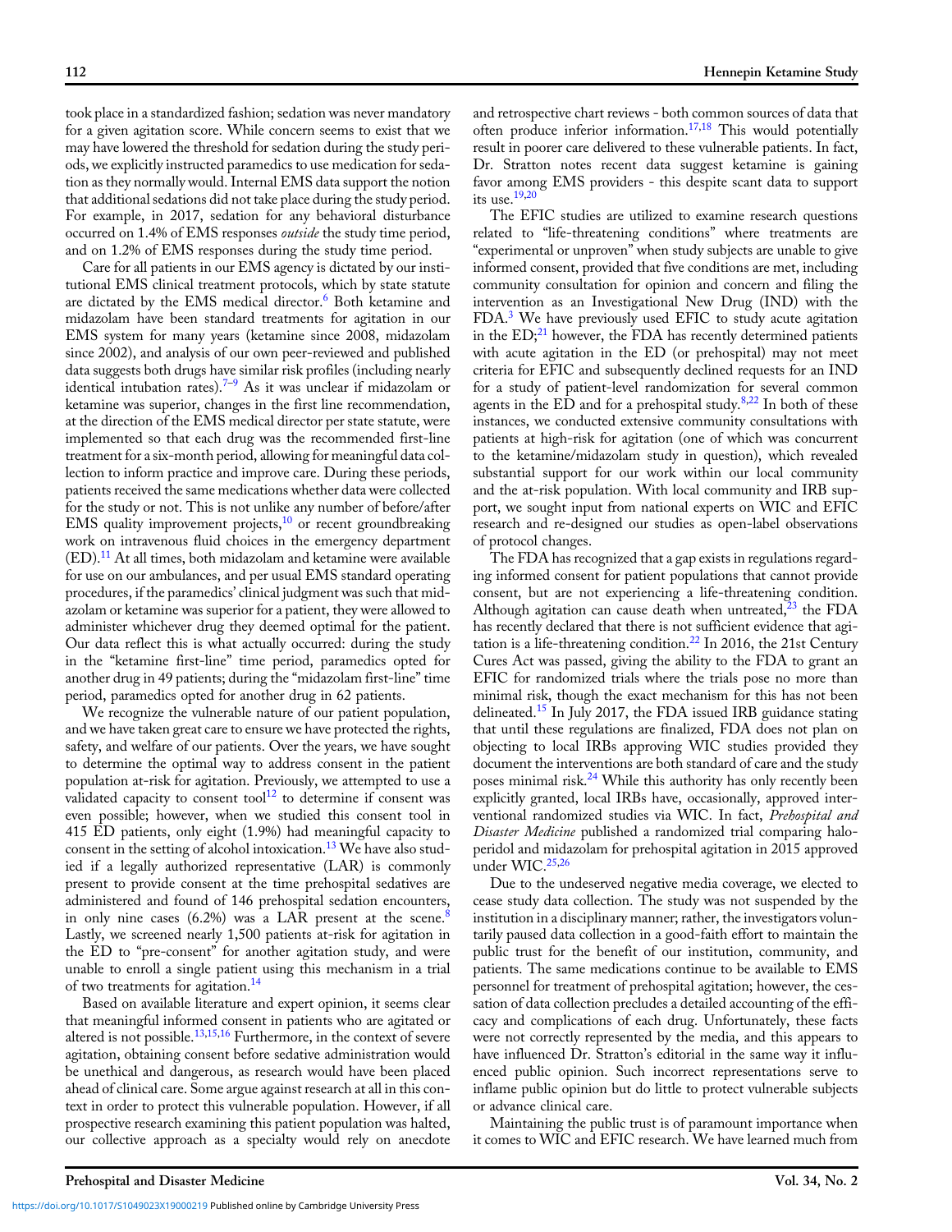took place in a standardized fashion; sedation was never mandatory for a given agitation score. While concern seems to exist that we may have lowered the threshold for sedation during the study periods, we explicitly instructed paramedics to use medication for sedation as they normally would. Internal EMS data support the notion that additional sedations did not take place during the study period. For example, in 2017, sedation for any behavioral disturbance occurred on 1.4% of EMS responses *outside* the study time period, and on 1.2% of EMS responses during the study time period.

Care for all patients in our EMS agency is dictated by our institutional EMS clinical treatment protocols, which by state statute are dictated by the EMS medical director.[6] Both ketamine and midazolam have been standard treatments for agitation in our EMS system for many years (ketamine since 2008, midazolam since 2002), and analysis of our own peer-reviewed and published data suggests both drugs have similar risk profiles (including nearly identical intubation rates).[7–9] As it was unclear if midazolam or ketamine was superior, changes in the first line recommendation, at the direction of the EMS medical director per state statute, were implemented so that each drug was the recommended first-line treatment for a six-month period, allowing for meaningful data collection to inform practice and improve care. During these periods, patients received the same medications whether data were collected for the study or not. This is not unlike any number of before/after EMS quality improvement projects,[10] or recent groundbreaking work on intravenous fluid choices in the emergency department (ED).[11] At all times, both midazolam and ketamine were available for use on our ambulances, and per usual EMS standard operating procedures, if the paramedics' clinical judgment was such that midazolam or ketamine was superior for a patient, they were allowed to administer whichever drug they deemed optimal for the patient. Our data reflect this is what actually occurred: during the study in the "ketamine first-line" time period, paramedics opted for another drug in 49 patients; during the "midazolam first-line" time period, paramedics opted for another drug in 62 patients.

We recognize the vulnerable nature of our patient population, and we have taken great care to ensure we have protected the rights, safety, and welfare of our patients. Over the years, we have sought to determine the optimal way to address consent in the patient population at-risk for agitation. Previously, we attempted to use a validated capacity to consent tool[12] to determine if consent was even possible; however, when we studied this consent tool in 415 ED patients, only eight (1.9%) had meaningful capacity to consent in the setting of alcohol intoxication.[13] We have also studied if a legally authorized representative (LAR) is commonly present to provide consent at the time prehospital sedatives are administered and found of 146 prehospital sedation encounters, in only nine cases (6.2%) was a LAR present at the scene.[8] Lastly, we screened nearly 1,500 patients at-risk for agitation in the ED to "pre-consent" for another agitation study, and were unable to enroll a single patient using this mechanism in a trial of two treatments for agitation.[14]

Based on available literature and expert opinion, it seems clear that meaningful informed consent in patients who are agitated or altered is not possible.[13,15,16] Furthermore, in the context of severe agitation, obtaining consent before sedative administration would be unethical and dangerous, as research would have been placed ahead of clinical care. Some argue against research at all in this context in order to protect this vulnerable population. However, if all prospective research examining this patient population was halted, our collective approach as a specialty would rely on anecdote and retrospective chart reviews - both common sources of data that often produce inferior information.[17,18] This would potentially result in poorer care delivered to these vulnerable patients. In fact, Dr. Stratton notes recent data suggest ketamine is gaining favor among EMS providers - this despite scant data to support its use.[19,20]

The EFIC studies are utilized to examine research questions related to "life-threatening conditions" where treatments are "experimental or unproven" when study subjects are unable to give informed consent, provided that five conditions are met, including community consultation for opinion and concern and filing the intervention as an Investigational New Drug (IND) with the FDA.[3] We have previously used EFIC to study acute agitation in the ED;[21] however, the FDA has recently determined patients with acute agitation in the ED (or prehospital) may not meet criteria for EFIC and subsequently declined requests for an IND for a study of patient-level randomization for several common agents in the ED and for a prehospital study.[8,22] In both of these instances, we conducted extensive community consultations with patients at high-risk for agitation (one of which was concurrent to the ketamine/midazolam study in question), which revealed substantial support for our work within our local community and the at-risk population. With local community and IRB support, we sought input from national experts on WIC and EFIC research and re-designed our studies as open-label observations of protocol changes.

The FDA has recognized that a gap exists in regulations regarding informed consent for patient populations that cannot provide consent, but are not experiencing a life-threatening condition. Although agitation can cause death when untreated,[23] the FDA has recently declared that there is not sufficient evidence that agitation is a life-threatening condition.[22] In 2016, the 21st Century Cures Act was passed, giving the ability to the FDA to grant an EFIC for randomized trials where the trials pose no more than minimal risk, though the exact mechanism for this has not been delineated.[15] In July 2017, the FDA issued IRB guidance stating that until these regulations are finalized, FDA does not plan on objecting to local IRBs approving WIC studies provided they document the interventions are both standard of care and the study poses minimal risk.[24] While this authority has only recently been explicitly granted, local IRBs have, occasionally, approved interventional randomized studies via WIC. In fact, *Prehospital and Disaster Medicine* published a randomized trial comparing haloperidol and midazolam for prehospital agitation in 2015 approved under WIC.[25,26]

Due to the undeserved negative media coverage, we elected to cease study data collection. The study was not suspended by the institution in a disciplinary manner; rather, the investigators voluntarily paused data collection in a good-faith effort to maintain the public trust for the benefit of our institution, community, and patients. The same medications continue to be available to EMS personnel for treatment of prehospital agitation; however, the cessation of data collection precludes a detailed accounting of the efficacy and complications of each drug. Unfortunately, these facts were not correctly represented by the media, and this appears to have influenced Dr. Stratton's editorial in the same way it influenced public opinion. Such incorrect representations serve to inflame public opinion but do little to protect vulnerable subjects or advance clinical care.

Maintaining the public trust is of paramount importance when it comes to WIC and EFIC research. We have learned much from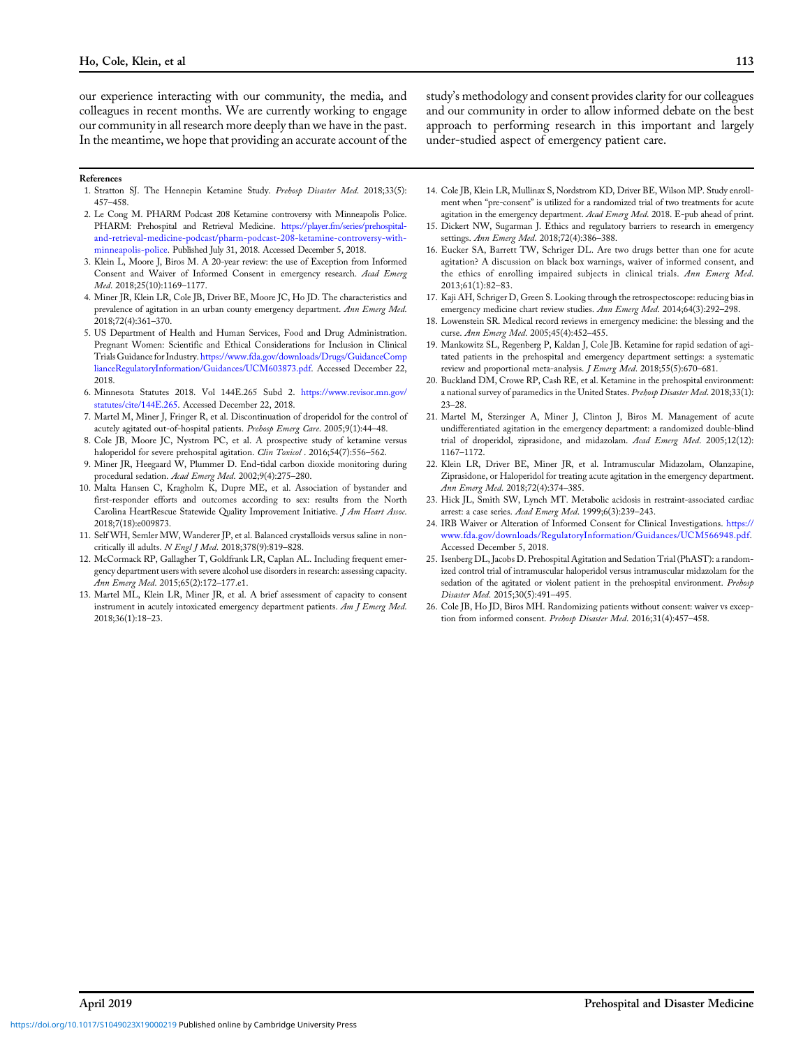our experience interacting with our community, the media, and colleagues in recent months. We are currently working to engage our community in all research more deeply than we have in the past. In the meantime, we hope that providing an accurate account of the study's methodology and consent provides clarity for our colleagues and our community in order to allow informed debate on the best approach to performing research in this important and largely under-studied aspect of emergency patient care.

## References

1. Stratton SJ. The Hennepin Ketamine Study. *Prehosp Disaster Med*. 2018;33(5):457–458.
2. Le Cong M. PHARM Podcast 208 Ketamine controversy with Minneapolis Police. PHARM: Prehospital and Retrieval Medicine. https://player.fm/series/prehospital-and-retrieval-medicine-podcast/pharm-podcast-208-ketamine-controversy-with-minneapolis-police. Published July 31, 2018. Accessed December 5, 2018.
3. Klein L, Moore J, Biros M. A 20-year review: the use of Exception from Informed Consent and Waiver of Informed Consent in emergency research. *Acad Emerg Med*. 2018;25(10):1169–1177.
4. Miner JR, Klein LR, Cole JB, Driver BE, Moore JC, Ho JD. The characteristics and prevalence of agitation in an urban county emergency department. *Ann Emerg Med*. 2018;72(4):361–370.
5. US Department of Health and Human Services, Food and Drug Administration. Pregnant Women: Scientific and Ethical Considerations for Inclusion in Clinical Trials Guidance for Industry. https://www.fda.gov/downloads/Drugs/GuidanceComplianceRegulatoryInformation/Guidances/UCM603873.pdf. Accessed December 22, 2018.
6. Minnesota Statutes 2018. Vol 144E.265 Subd 2. https://www.revisor.mn.gov/statutes/cite/144E.265. Accessed December 22, 2018.
7. Martel M, Miner J, Fringer R, et al. Discontinuation of droperidol for the control of acutely agitated out-of-hospital patients. *Prehosp Emerg Care*. 2005;9(1):44–48.
8. Cole JB, Moore JC, Nystrom PC, et al. A prospective study of ketamine versus haloperidol for severe prehospital agitation. *Clin Toxicol* . 2016;54(7):556–562.
9. Miner JR, Heegaard W, Plummer D. End-tidal carbon dioxide monitoring during procedural sedation. *Acad Emerg Med*. 2002;9(4):275–280.
10. Malta Hansen C, Kragholm K, Dupre ME, et al. Association of bystander and first-responder efforts and outcomes according to sex: results from the North Carolina HeartRescue Statewide Quality Improvement Initiative. *J Am Heart Assoc*. 2018;7(18):e009873.
11. Self WH, Semler MW, Wanderer JP, et al. Balanced crystalloids versus saline in noncritically ill adults. *N Engl J Med*. 2018;378(9):819–828.
12. McCormack RP, Gallagher T, Goldfrank LR, Caplan AL. Including frequent emergency department users with severe alcohol use disorders in research: assessing capacity. *Ann Emerg Med*. 2015;65(2):172–177.e1.
13. Martel ML, Klein LR, Miner JR, et al. A brief assessment of capacity to consent instrument in acutely intoxicated emergency department patients. *Am J Emerg Med*. 2018;36(1):18–23.
14. Cole JB, Klein LR, Mullinax S, Nordstrom KD, Driver BE, Wilson MP. Study enrollment when "pre-consent" is utilized for a randomized trial of two treatments for acute agitation in the emergency department. *Acad Emerg Med*. 2018. E-pub ahead of print.
15. Dickert NW, Sugarman J. Ethics and regulatory barriers to research in emergency settings. *Ann Emerg Med*. 2018;72(4):386–388.
16. Eucker SA, Barrett TW, Schriger DL. Are two drugs better than one for acute agitation? A discussion on black box warnings, waiver of informed consent, and the ethics of enrolling impaired subjects in clinical trials. *Ann Emerg Med*. 2013;61(1):82–83.
17. Kaji AH, Schriger D, Green S. Looking through the retrospectoscope: reducing bias in emergency medicine chart review studies. *Ann Emerg Med*. 2014;64(3):292–298.
18. Lowenstein SR. Medical record reviews in emergency medicine: the blessing and the curse. *Ann Emerg Med*. 2005;45(4):452–455.
19. Mankowitz SL, Regenberg P, Kaldan J, Cole JB. Ketamine for rapid sedation of agitated patients in the prehospital and emergency department settings: a systematic review and proportional meta-analysis. *J Emerg Med*. 2018;55(5):670–681.
20. Buckland DM, Crowe RP, Cash RE, et al. Ketamine in the prehospital environment: a national survey of paramedics in the United States. *Prehosp Disaster Med*. 2018;33(1):23–28.
21. Martel M, Sterzinger A, Miner J, Clinton J, Biros M. Management of acute undifferentiated agitation in the emergency department: a randomized double-blind trial of droperidol, ziprasidone, and midazolam. *Acad Emerg Med*. 2005;12(12):1167–1172.
22. Klein LR, Driver BE, Miner JR, et al. Intramuscular Midazolam, Olanzapine, Ziprasidone, or Haloperidol for treating acute agitation in the emergency department. *Ann Emerg Med*. 2018;72(4):374–385.
23. Hick JL, Smith SW, Lynch MT. Metabolic acidosis in restraint-associated cardiac arrest: a case series. *Acad Emerg Med*. 1999;6(3):239–243.
24. IRB Waiver or Alteration of Informed Consent for Clinical Investigations. https://www.fda.gov/downloads/RegulatoryInformation/Guidances/UCM566948.pdf. Accessed December 5, 2018.
25. Isenberg DL, Jacobs D. Prehospital Agitation and Sedation Trial (PhAST): a randomized control trial of intramuscular haloperidol versus intramuscular midazolam for the sedation of the agitated or violent patient in the prehospital environment. *Prehosp Disaster Med*. 2015;30(5):491–495.
26. Cole JB, Ho JD, Biros MH. Randomizing patients without consent: waiver vs exception from informed consent. *Prehosp Disaster Med*. 2016;31(4):457–458.